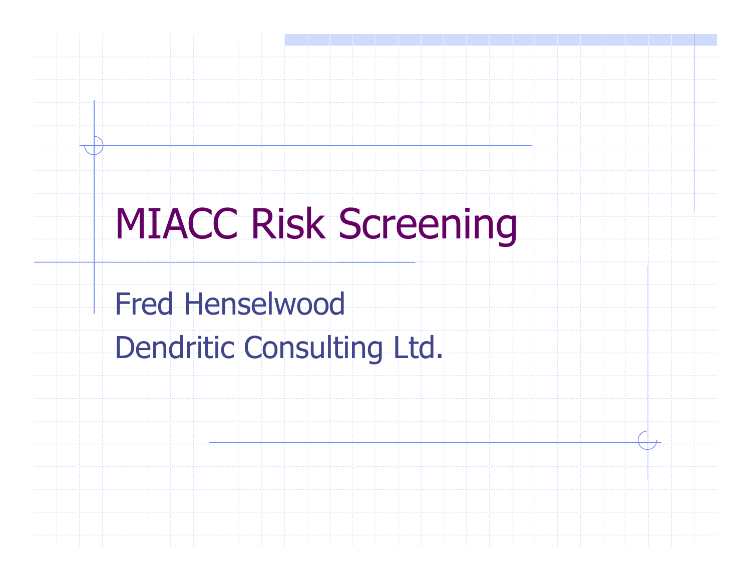# MIACC Risk Screening

Fred Henselwood

Dendritic Consulting Ltd.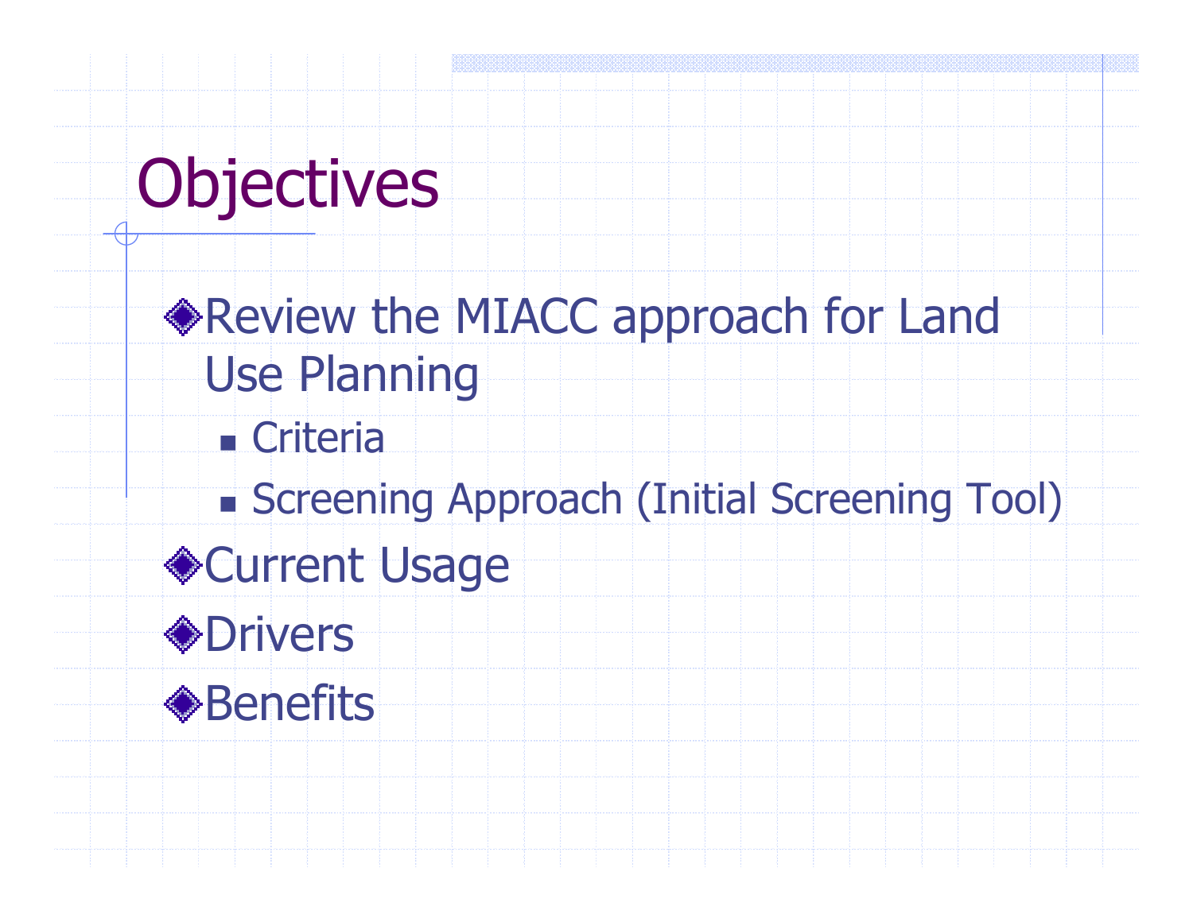# Objectives

- Review the MIACC approach for Land Use Planning
  - Criteria
  - Screening Approach (Initial Screening Tool)
- Current Usage
- Drivers
- Benefits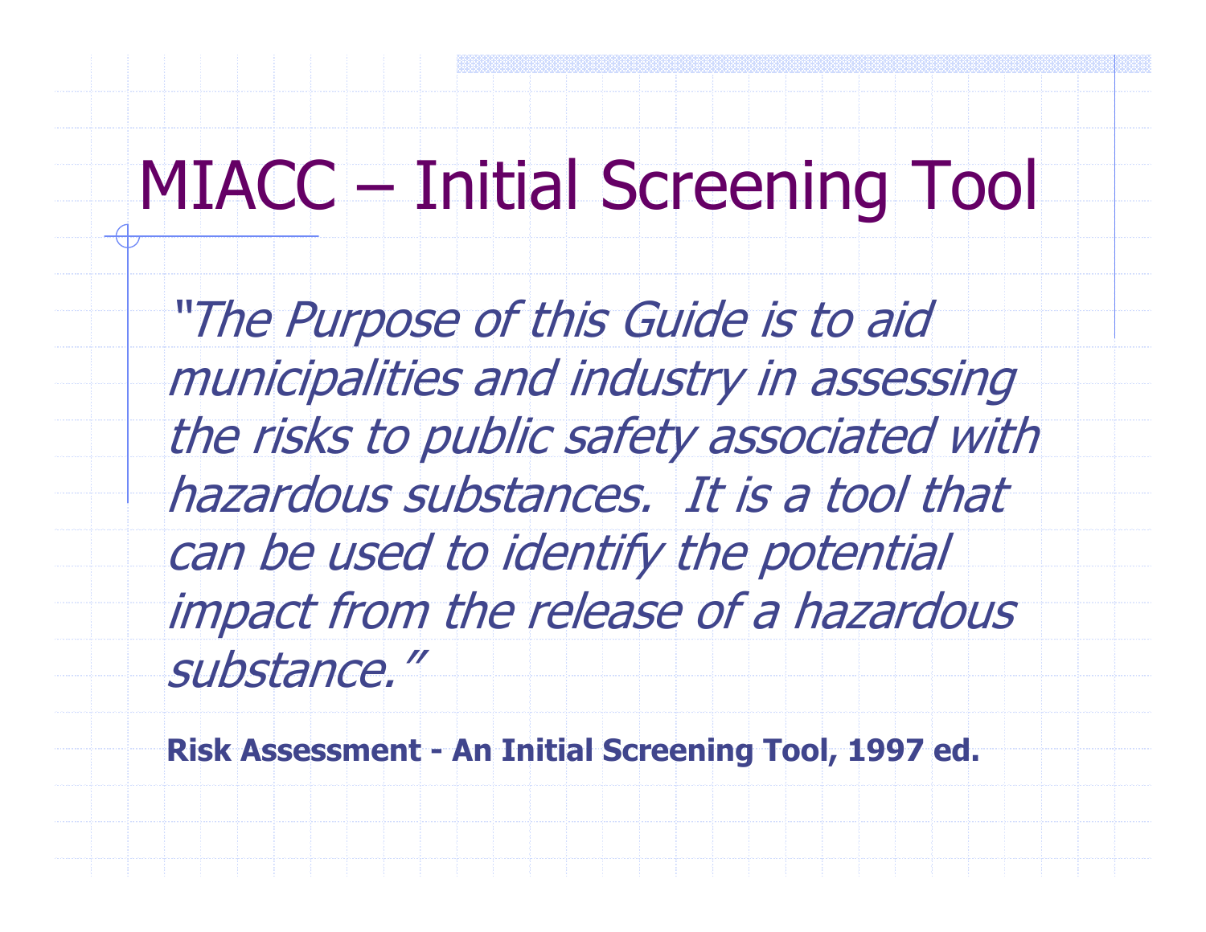# MIACC – Initial Screening Tool

*"The Purpose of this Guide is to aid municipalities and industry in assessing the risks to public safety associated with hazardous substances. It is a tool that can be used to identify the potential impact from the release of a hazardous substance."*

**Risk Assessment - An Initial Screening Tool, 1997 ed.**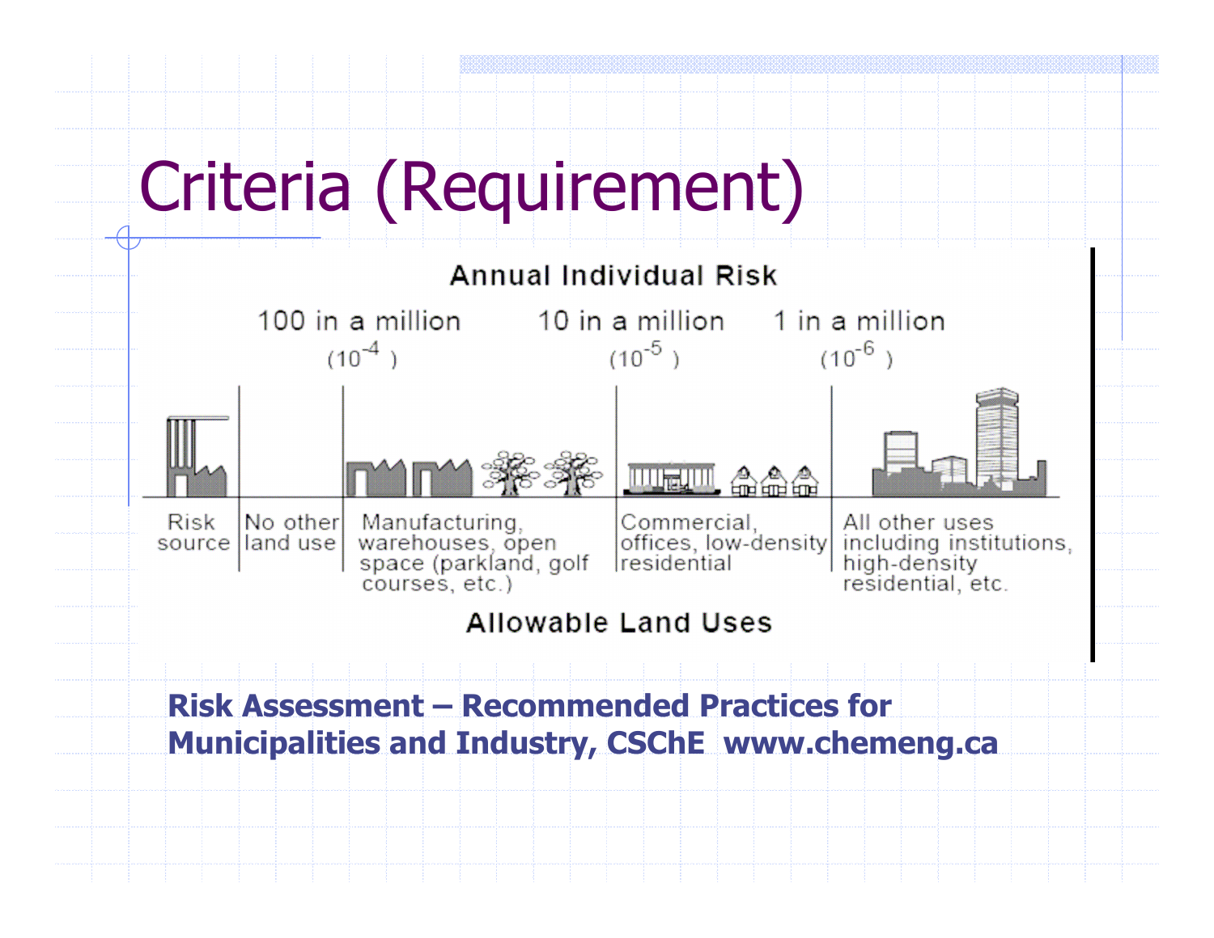# Criteria (Requirement)

**Annual Individual Risk**

| | | 100 in a million ($10^{-4}$) | 10 in a million ($10^{-5}$) | 1 in a million ($10^{-6}$) |
|---|---|---|---|---|
| Risk source | No other land use | Manufacturing, warehouses, open space (parkland, golf courses, etc.) | Commercial, offices, low-density residential | All other uses including institutions, high-density residential, etc. |

**Allowable Land Uses**

**Risk Assessment – Recommended Practices for Municipalities and Industry, CSChE www.chemeng.ca**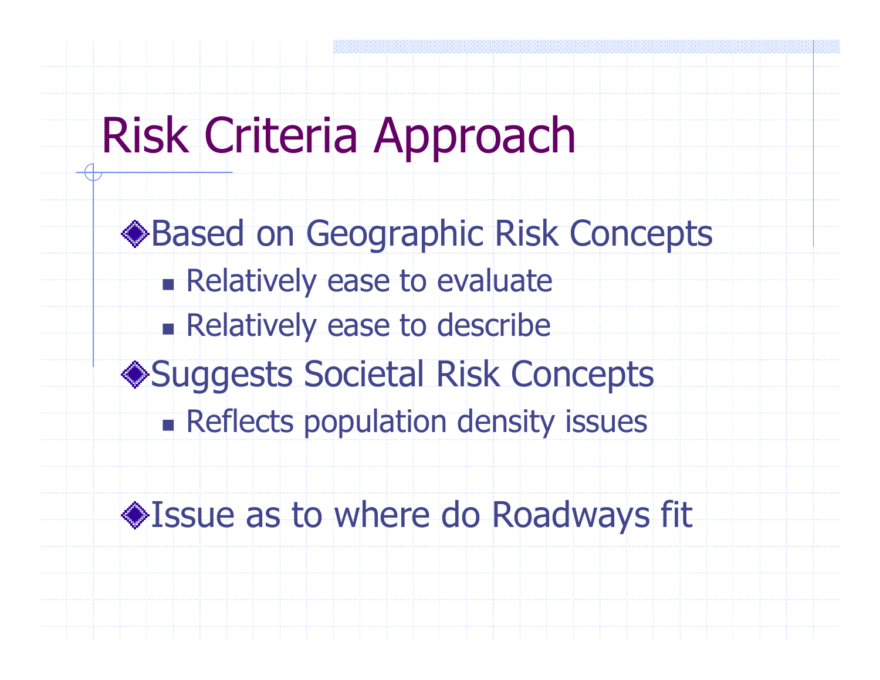# Risk Criteria Approach

- Based on Geographic Risk Concepts
  - Relatively ease to evaluate
  - Relatively ease to describe
- Suggests Societal Risk Concepts
  - Reflects population density issues
- Issue as to where do Roadways fit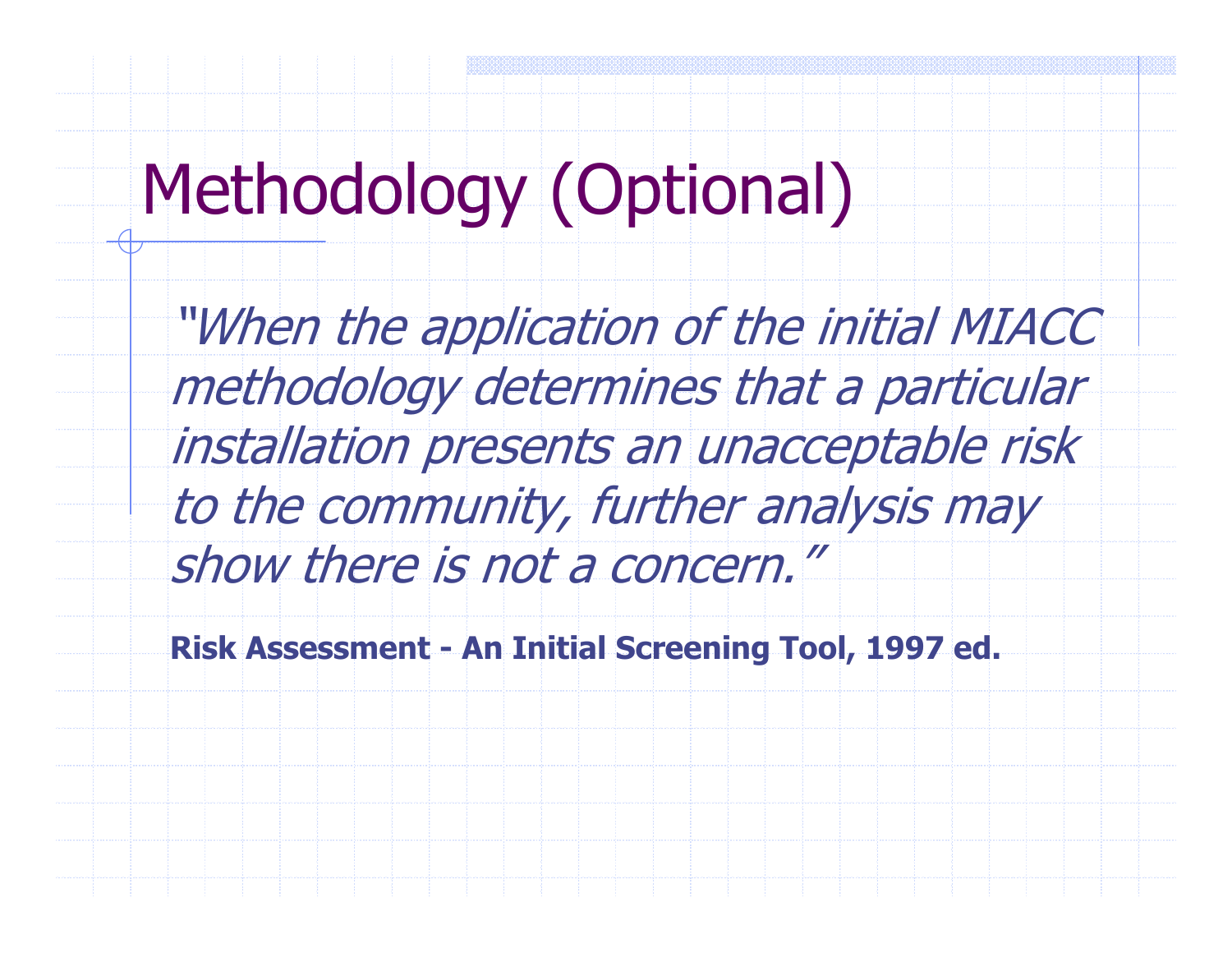# Methodology (Optional)

*"When the application of the initial MIACC methodology determines that a particular installation presents an unacceptable risk to the community, further analysis may show there is not a concern."*

**Risk Assessment - An Initial Screening Tool, 1997 ed.**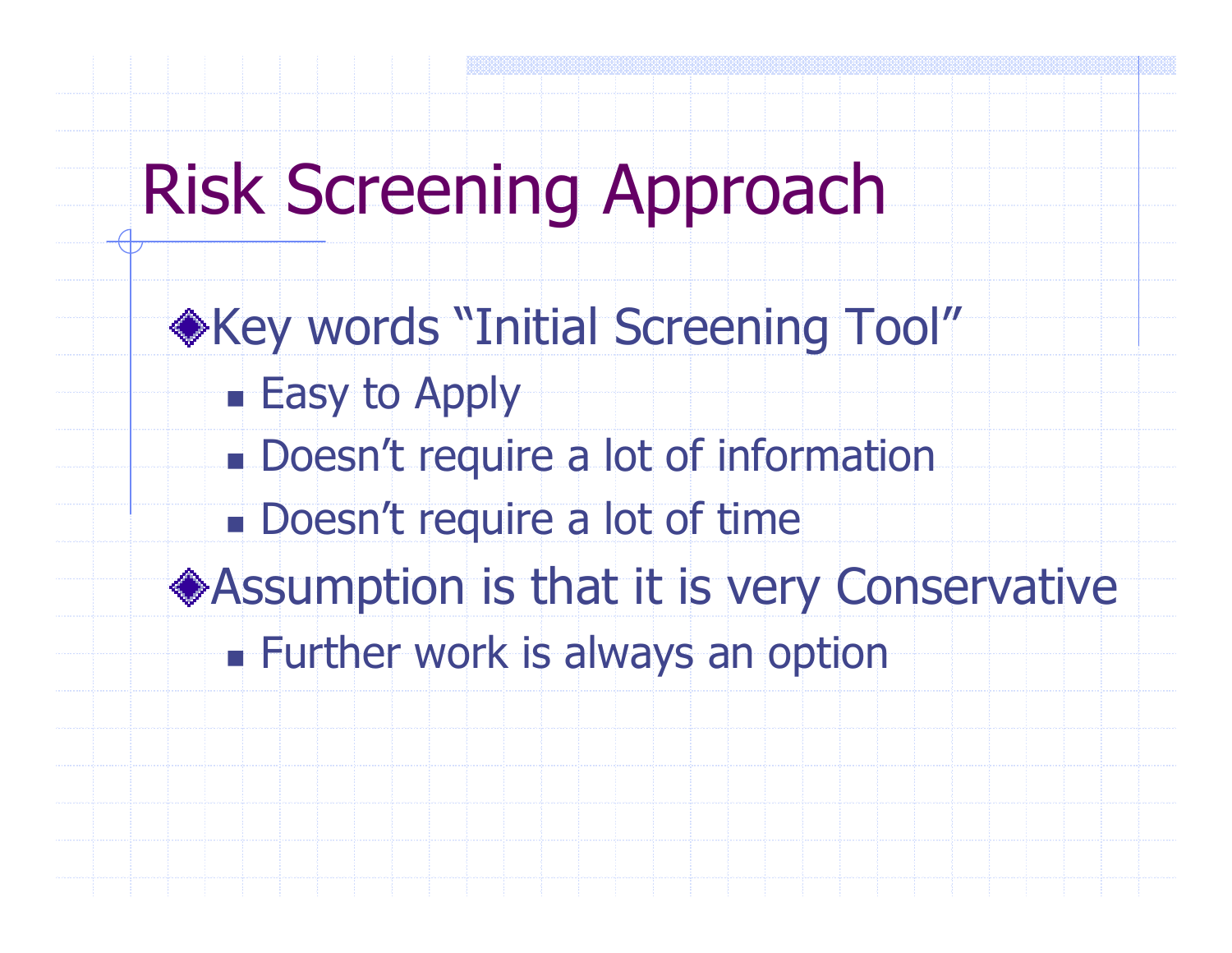# Risk Screening Approach

- Key words "Initial Screening Tool"
  - Easy to Apply
  - Doesn't require a lot of information
  - Doesn't require a lot of time
- Assumption is that it is very Conservative
  - Further work is always an option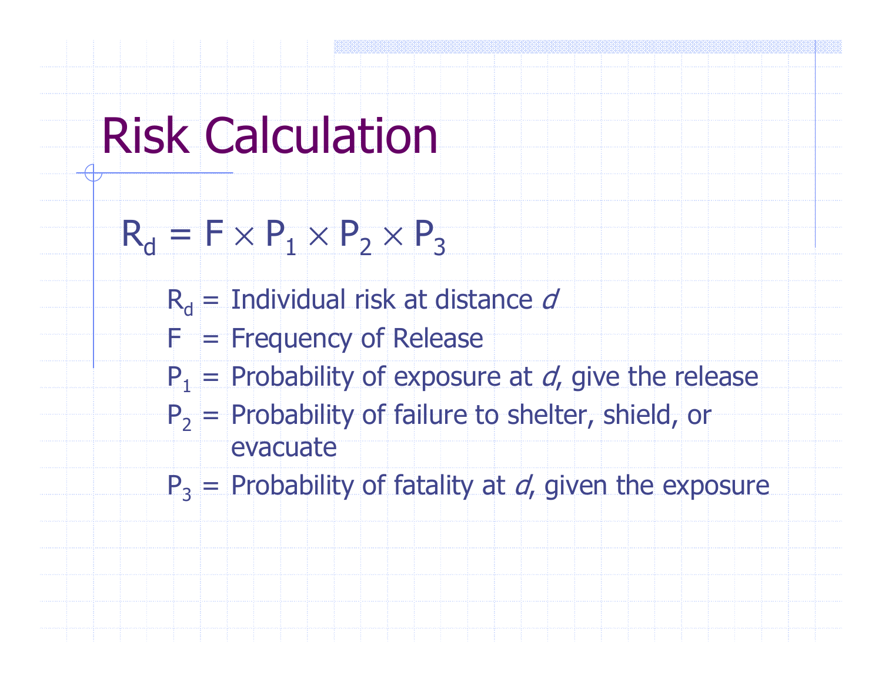# Risk Calculation

$$R_d = F \times P_1 \times P_2 \times P_3$$

$R_d$ = Individual risk at distance *d*

$F$ = Frequency of Release

$P_1$ = Probability of exposure at *d*, give the release

$P_2$ = Probability of failure to shelter, shield, or evacuate

$P_3$ = Probability of fatality at *d*, given the exposure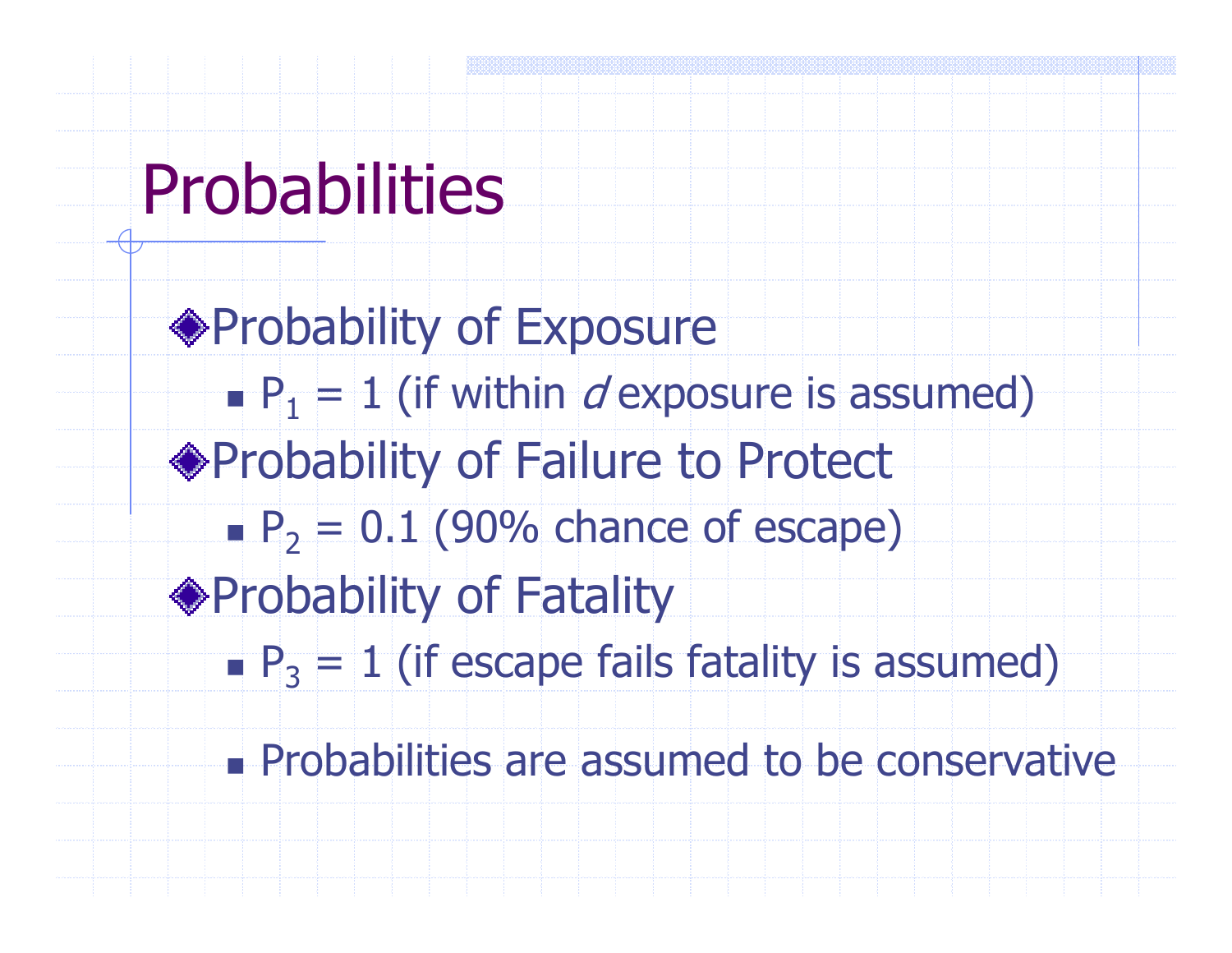# Probabilities

- Probability of Exposure
  - $P_1 = 1$ (if within *d* exposure is assumed)
- Probability of Failure to Protect
  - $P_2 = 0.1$ (90% chance of escape)
- Probability of Fatality
  - $P_3 = 1$ (if escape fails fatality is assumed)

  - Probabilities are assumed to be conservative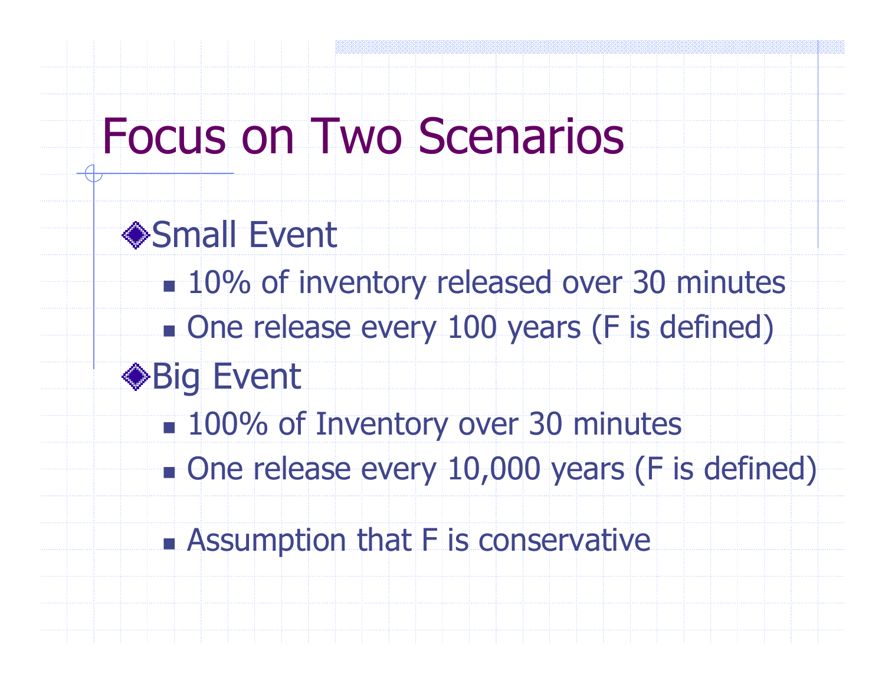# Focus on Two Scenarios

- Small Event
  - 10% of inventory released over 30 minutes
  - One release every 100 years (F is defined)
- Big Event
  - 100% of Inventory over 30 minutes
  - One release every 10,000 years (F is defined)

  - Assumption that F is conservative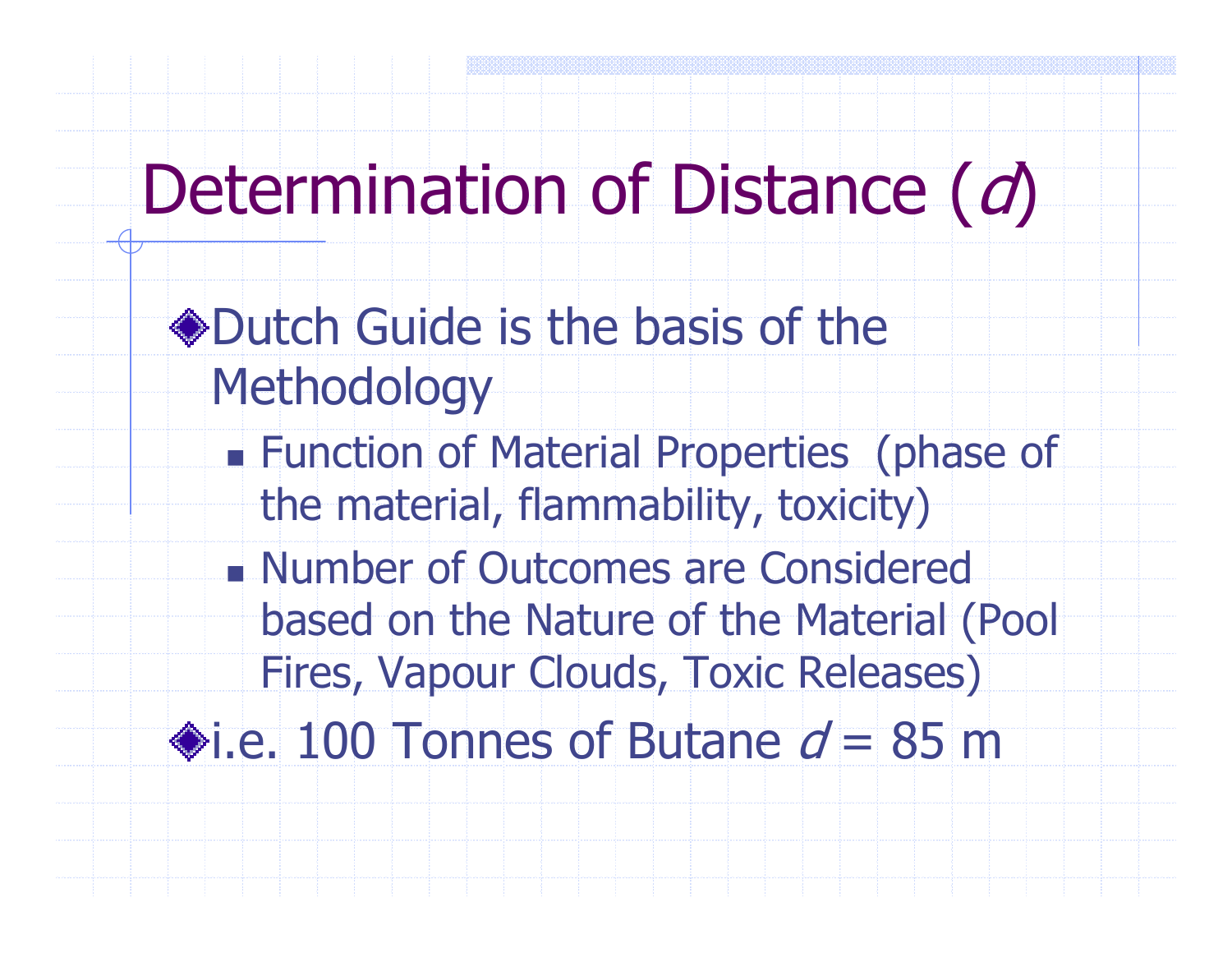# Determination of Distance (*d*)

- Dutch Guide is the basis of the Methodology
  - Function of Material Properties (phase of the material, flammability, toxicity)
  - Number of Outcomes are Considered based on the Nature of the Material (Pool Fires, Vapour Clouds, Toxic Releases)
- i.e. 100 Tonnes of Butane $d = 85$ m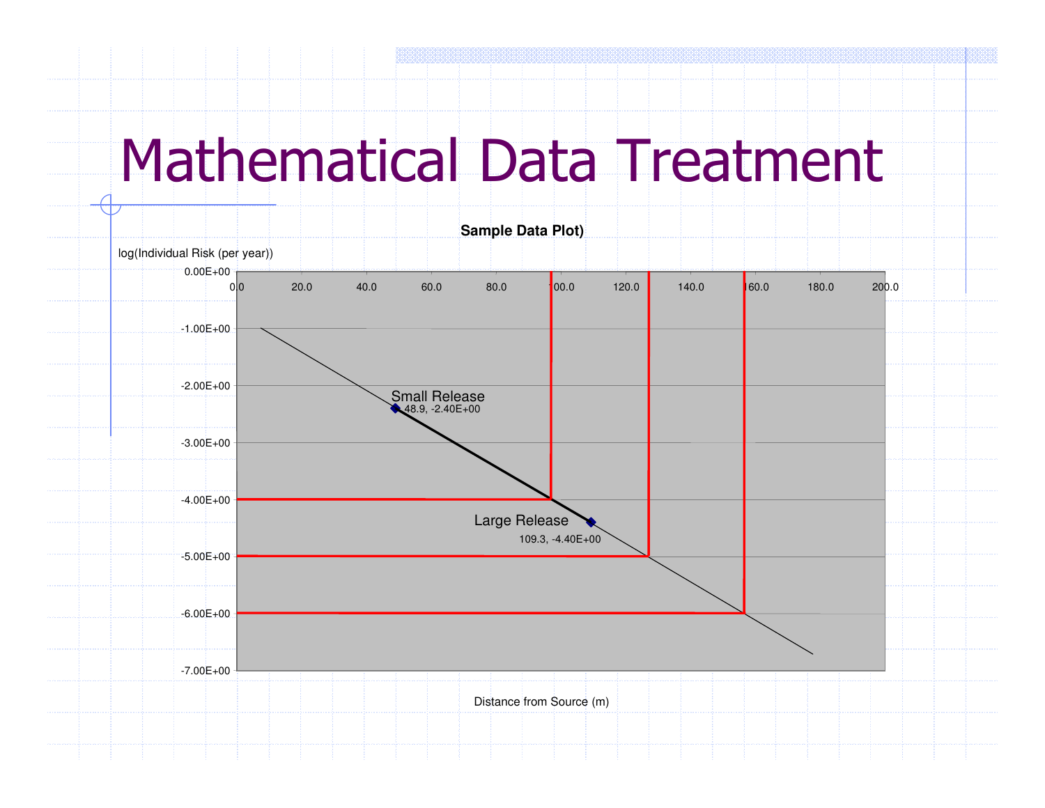# Mathematical Data Treatment

**Sample Data Plot)**

log(Individual Risk (per year))

Distance from Source (m)

Small Release: 48.9, -2.40E+00

Large Release: 109.3, -4.40E+00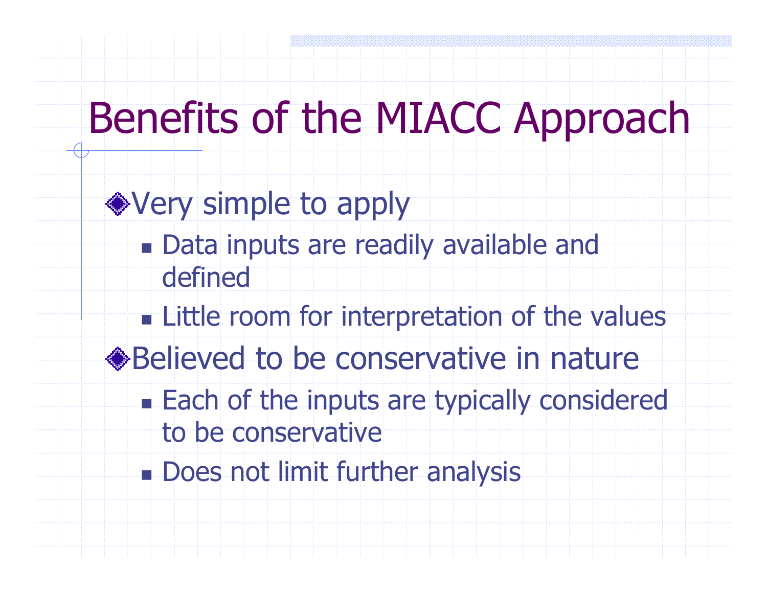# Benefits of the MIACC Approach

- Very simple to apply
  - Data inputs are readily available and defined
  - Little room for interpretation of the values
- Believed to be conservative in nature
  - Each of the inputs are typically considered to be conservative
  - Does not limit further analysis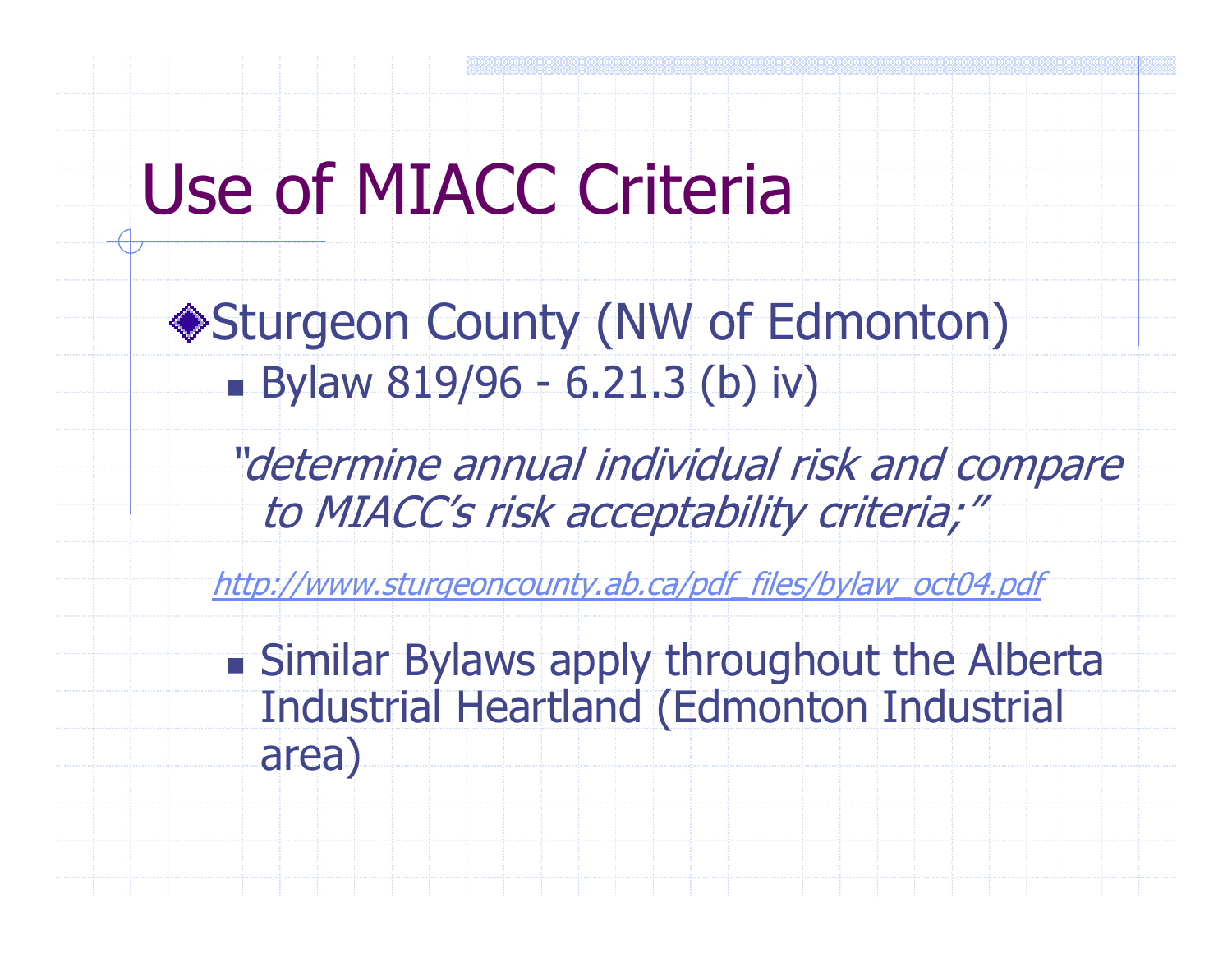# Use of MIACC Criteria

- Sturgeon County (NW of Edmonton)
  - Bylaw 819/96 - 6.21.3 (b) iv)

    *"determine annual individual risk and compare to MIACC's risk acceptability criteria;"*

    http://www.sturgeoncounty.ab.ca/pdf_files/bylaw_oct04.pdf

  - Similar Bylaws apply throughout the Alberta Industrial Heartland (Edmonton Industrial area)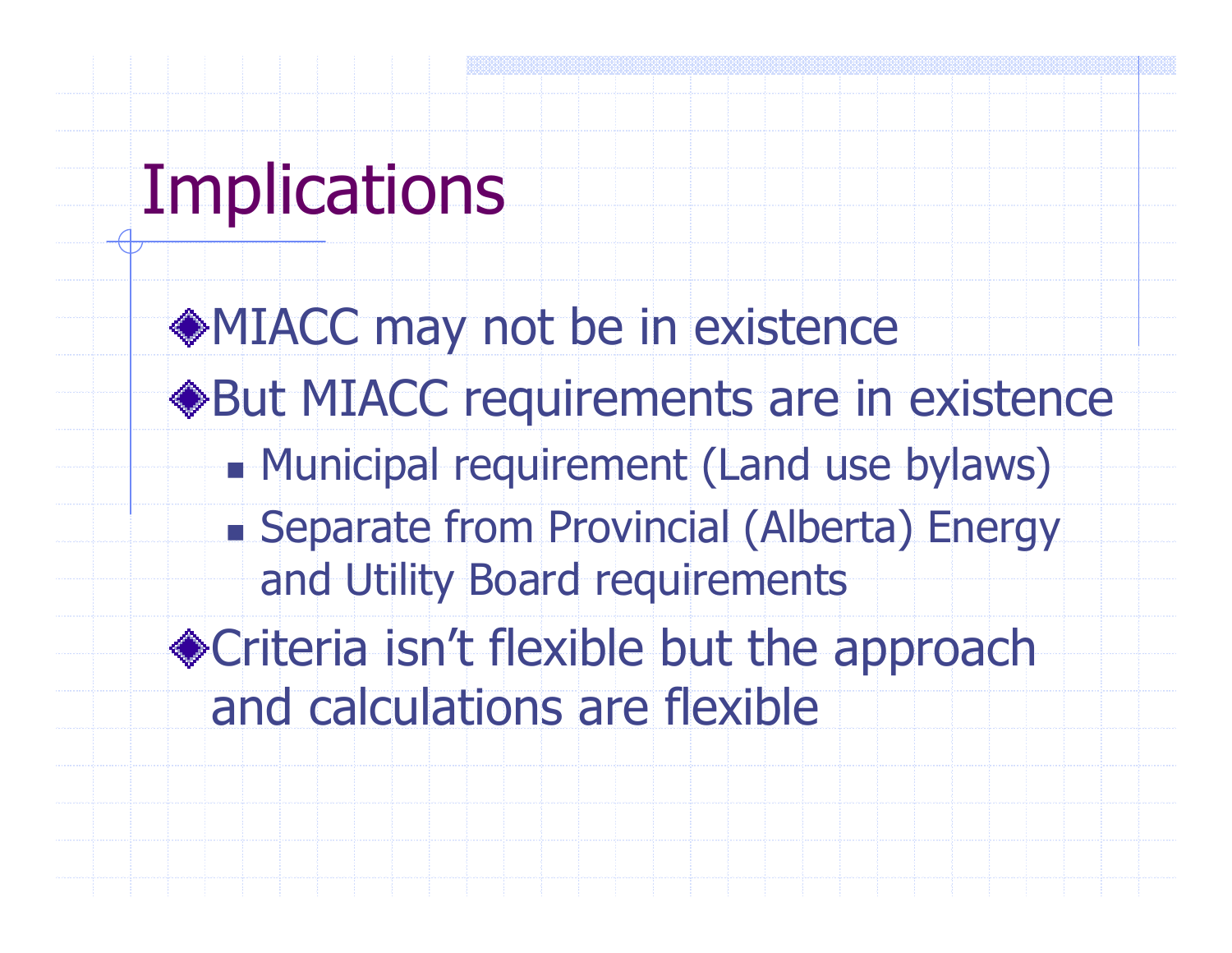# Implications

- MIACC may not be in existence
- But MIACC requirements are in existence
  - Municipal requirement (Land use bylaws)
  - Separate from Provincial (Alberta) Energy and Utility Board requirements
- Criteria isn't flexible but the approach and calculations are flexible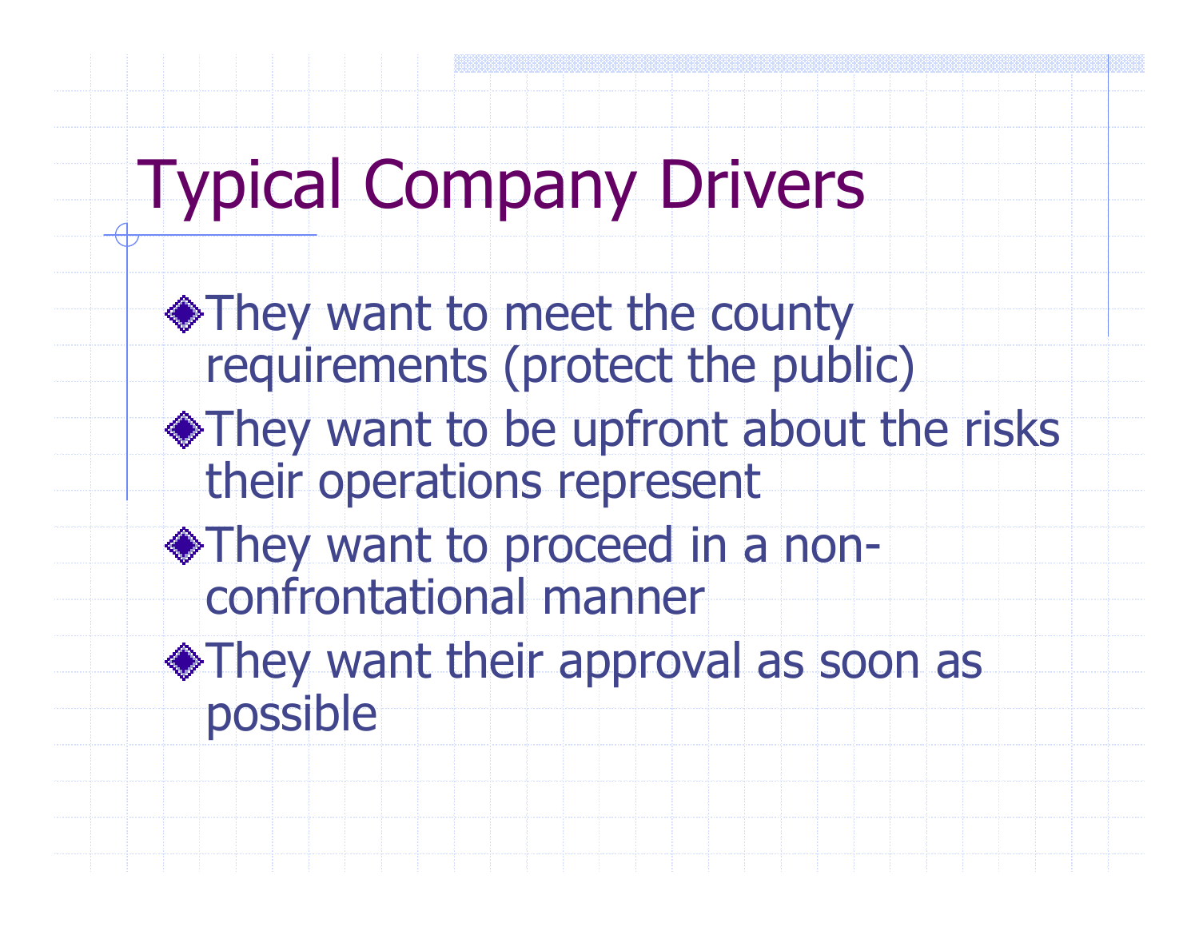# Typical Company Drivers

- They want to meet the county requirements (protect the public)
- They want to be upfront about the risks their operations represent
- They want to proceed in a non-confrontational manner
- They want their approval as soon as possible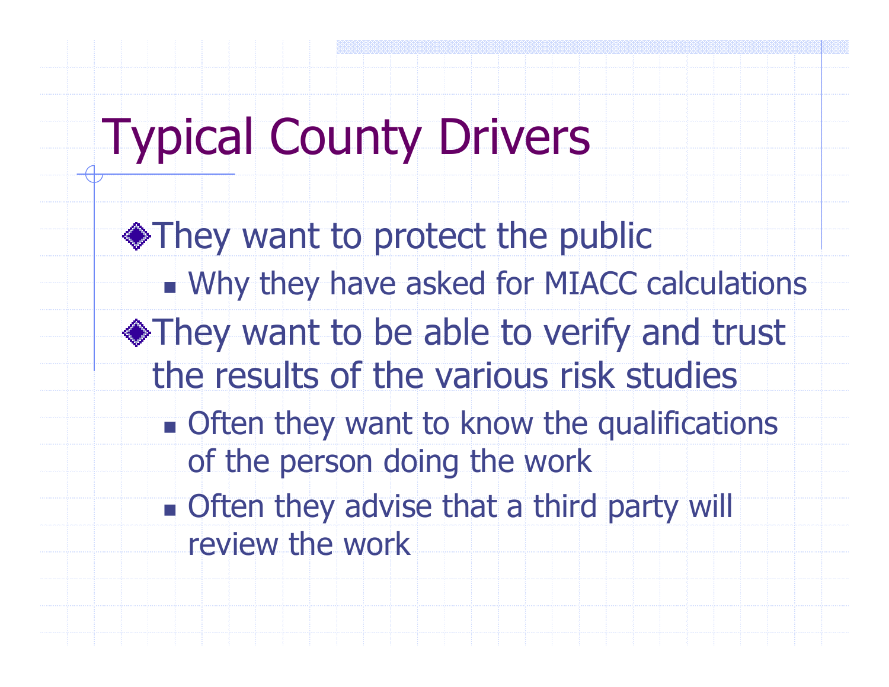# Typical County Drivers

- They want to protect the public
  - Why they have asked for MIACC calculations
- They want to be able to verify and trust the results of the various risk studies
  - Often they want to know the qualifications of the person doing the work
  - Often they advise that a third party will review the work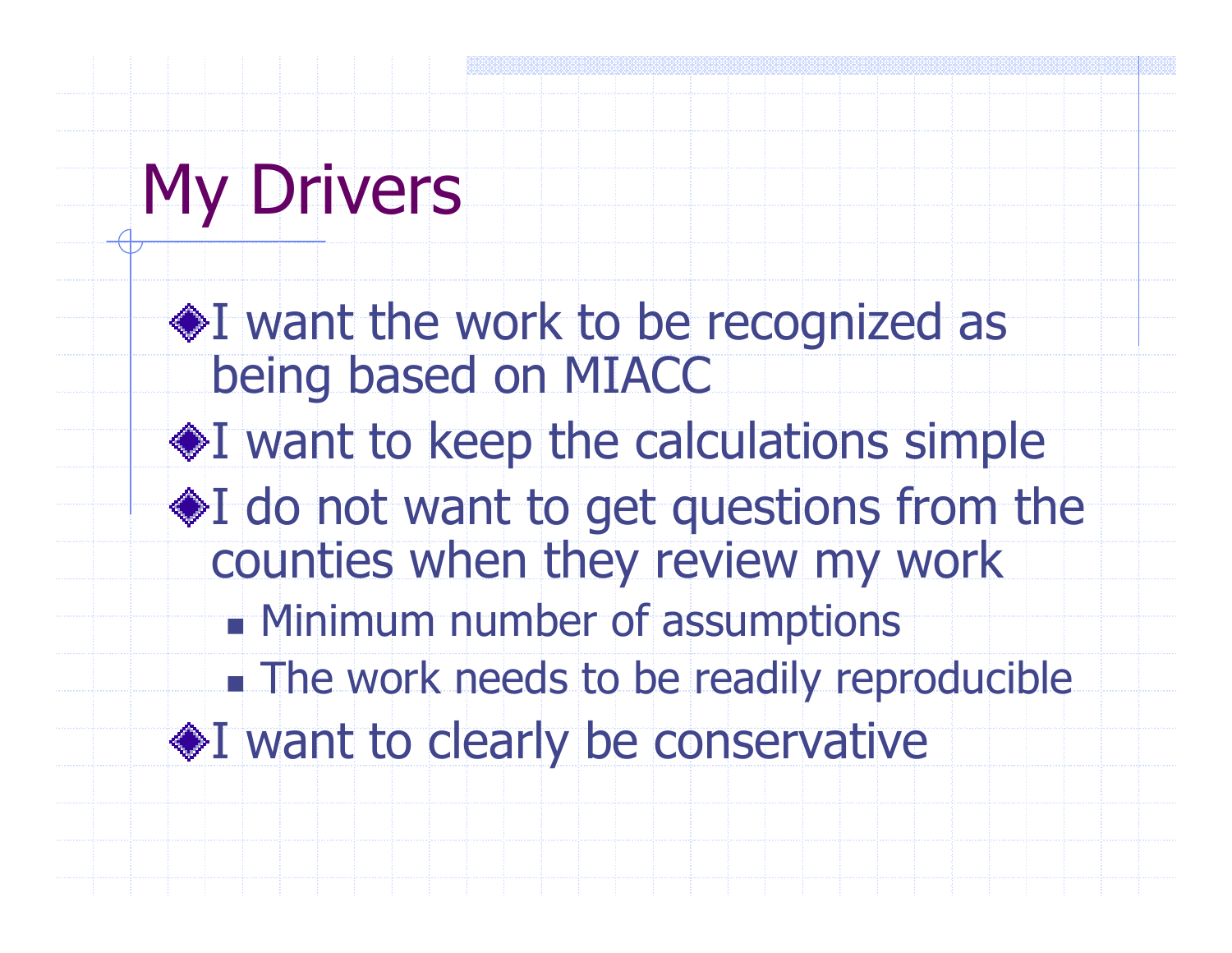# My Drivers

- I want the work to be recognized as being based on MIACC
- I want to keep the calculations simple
- I do not want to get questions from the counties when they review my work
  - Minimum number of assumptions
  - The work needs to be readily reproducible
- I want to clearly be conservative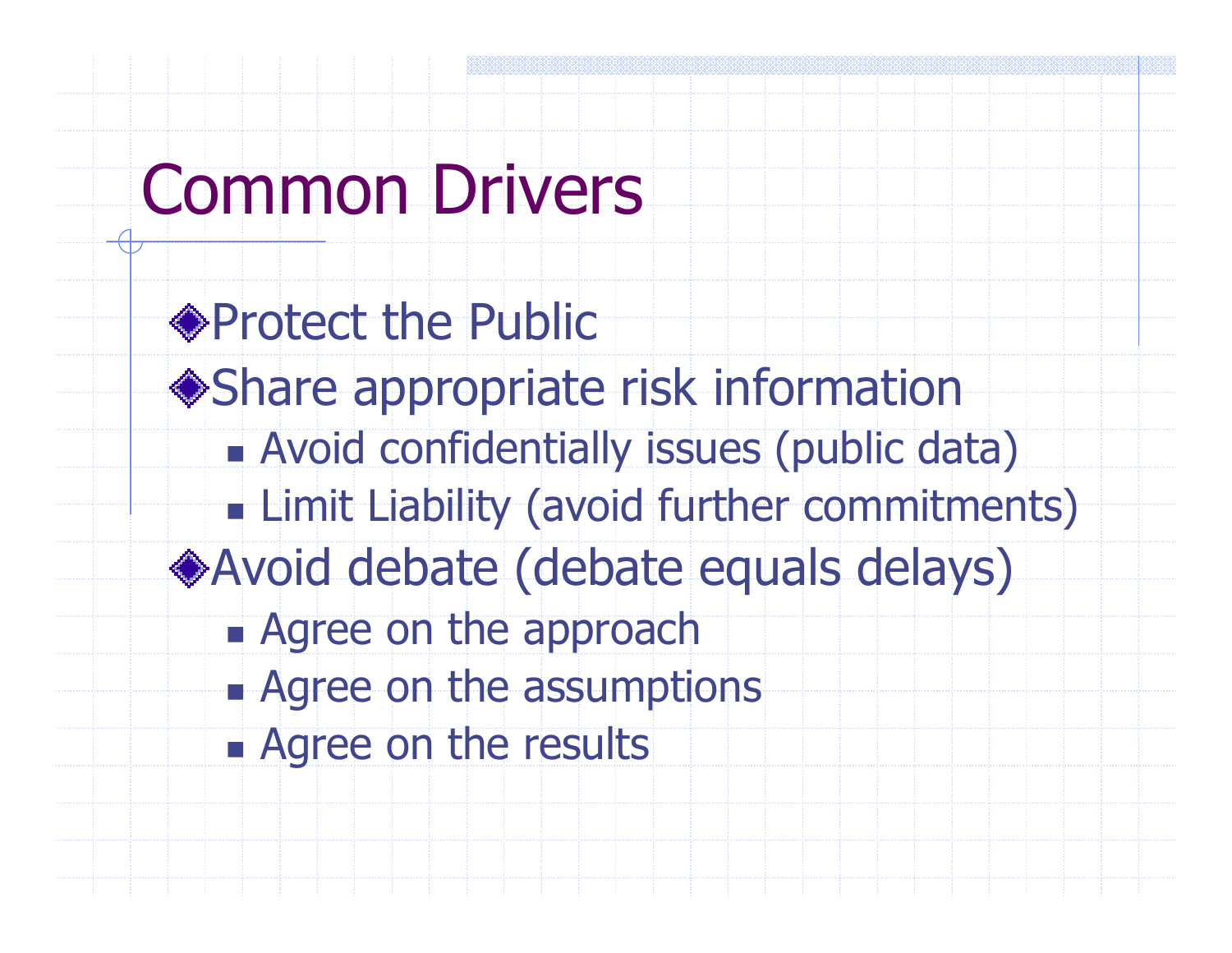# Common Drivers

- Protect the Public
- Share appropriate risk information
  - Avoid confidentially issues (public data)
  - Limit Liability (avoid further commitments)
- Avoid debate (debate equals delays)
  - Agree on the approach
  - Agree on the assumptions
  - Agree on the results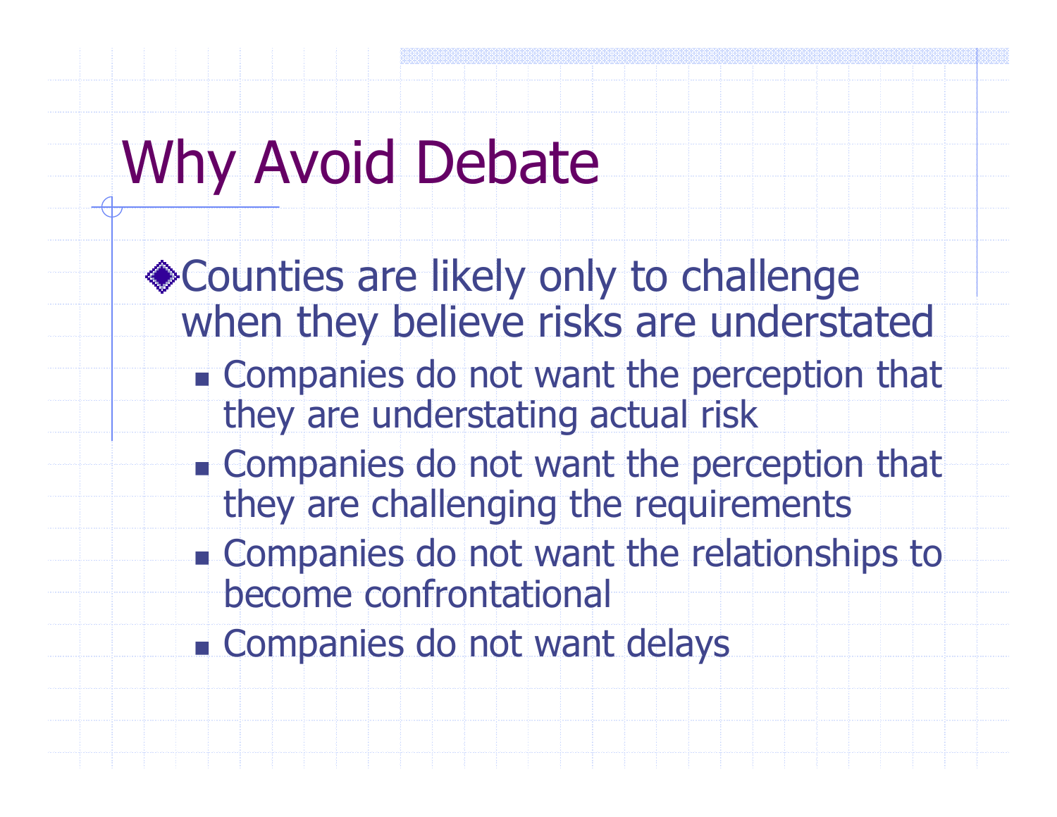# Why Avoid Debate

- Counties are likely only to challenge when they believe risks are understated
  - Companies do not want the perception that they are understating actual risk
  - Companies do not want the perception that they are challenging the requirements
  - Companies do not want the relationships to become confrontational
  - Companies do not want delays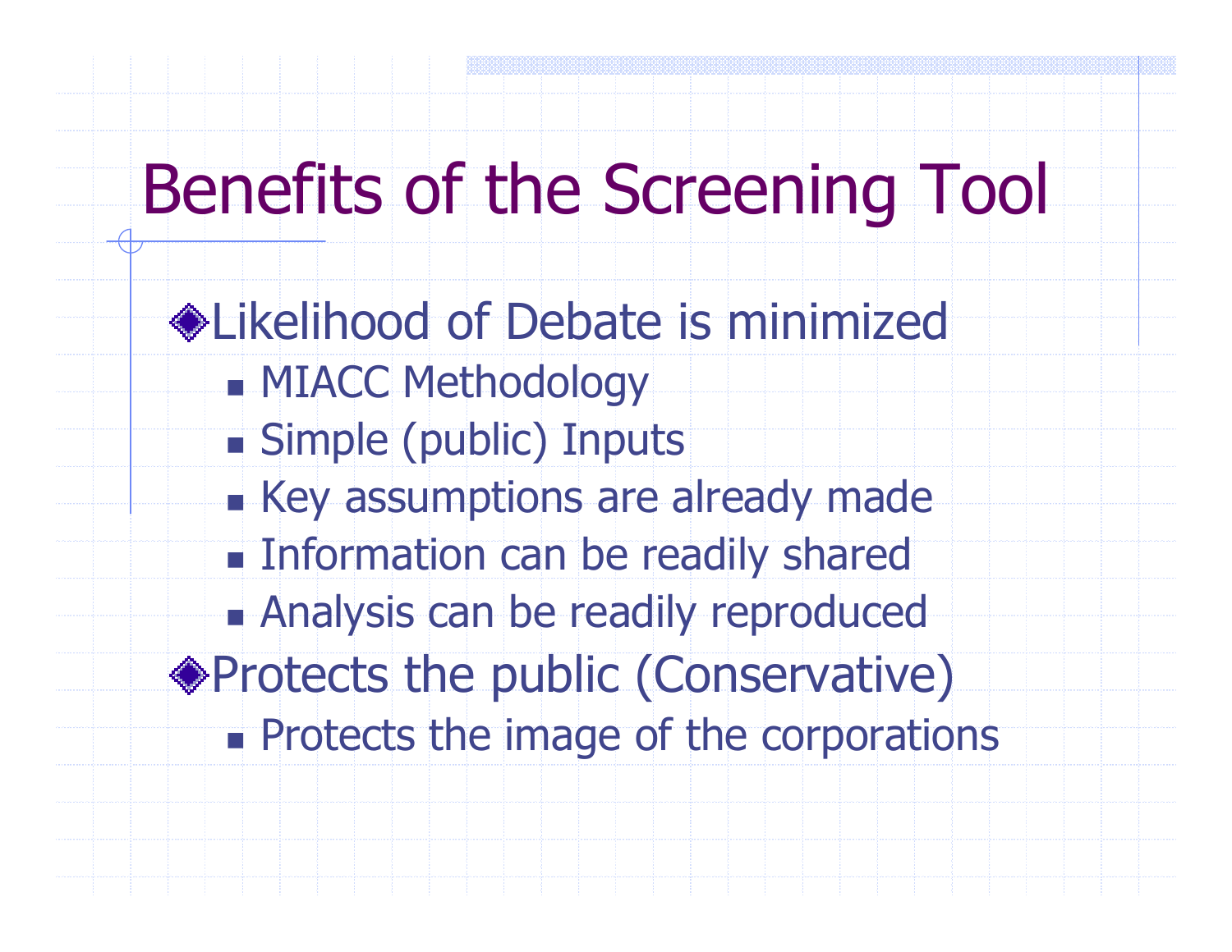# Benefits of the Screening Tool

- Likelihood of Debate is minimized
  - MIACC Methodology
  - Simple (public) Inputs
  - Key assumptions are already made
  - Information can be readily shared
  - Analysis can be readily reproduced
- Protects the public (Conservative)
  - Protects the image of the corporations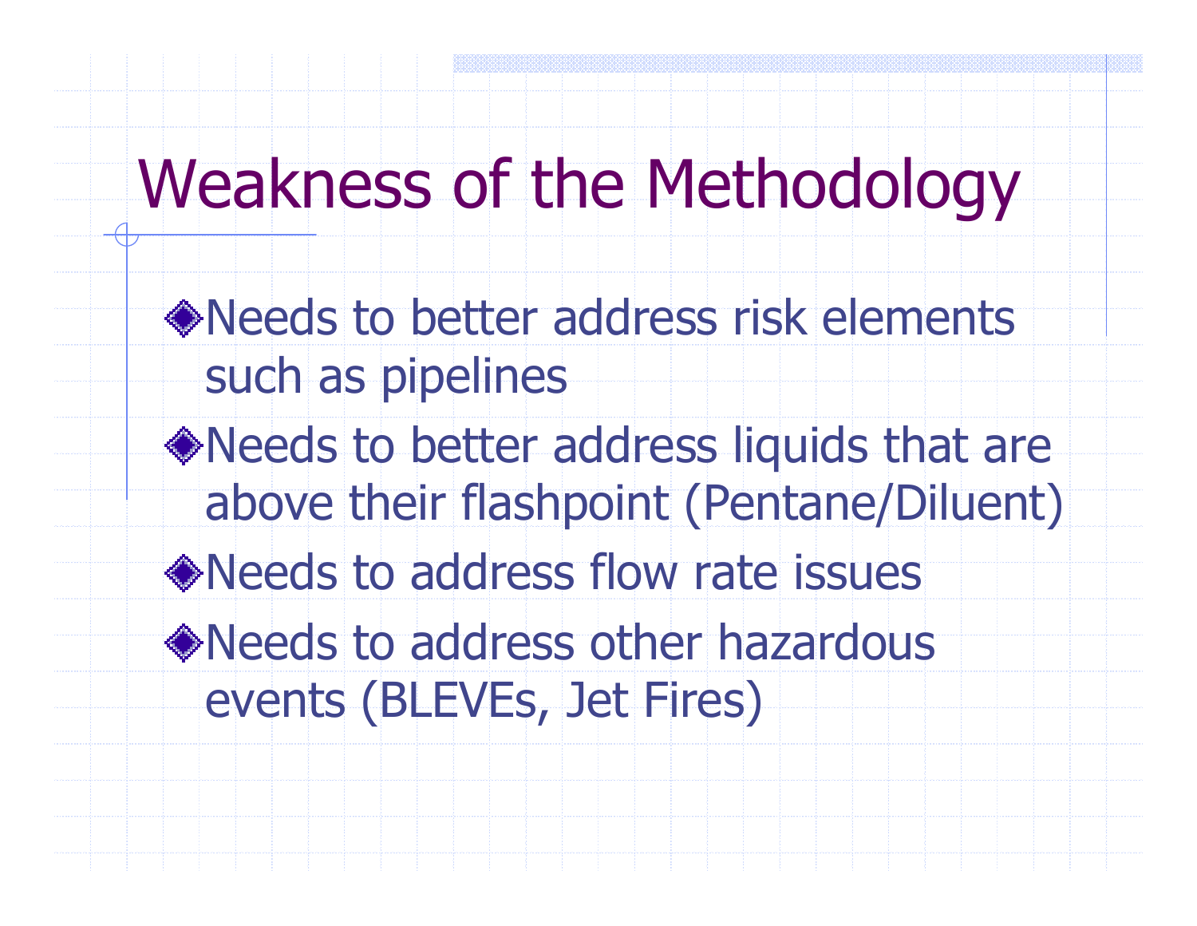# Weakness of the Methodology

- Needs to better address risk elements such as pipelines
- Needs to better address liquids that are above their flashpoint (Pentane/Diluent)
- Needs to address flow rate issues
- Needs to address other hazardous events (BLEVEs, Jet Fires)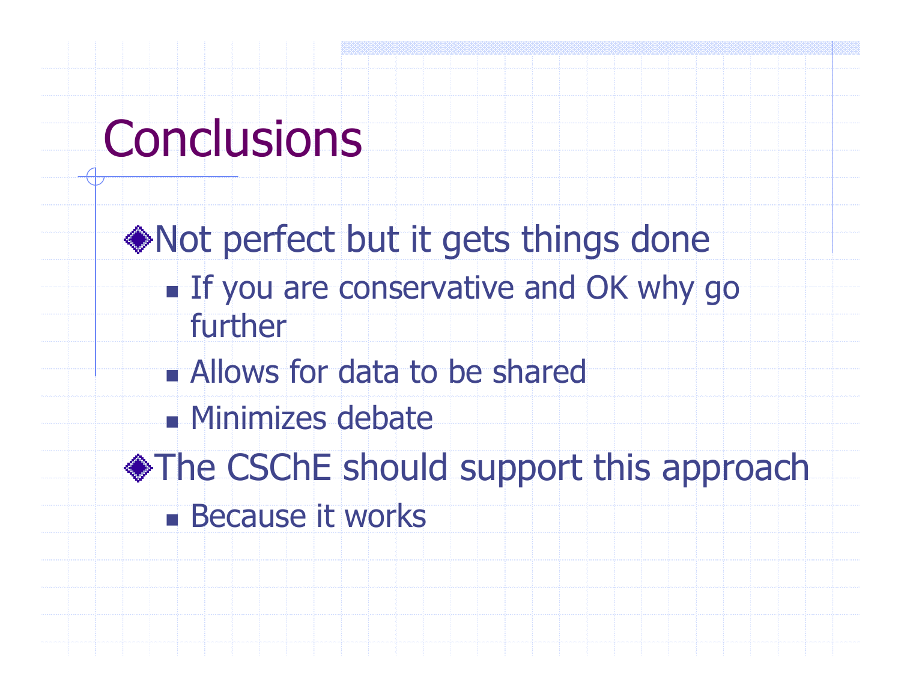# Conclusions

- Not perfect but it gets things done
  - If you are conservative and OK why go further
  - Allows for data to be shared
  - Minimizes debate
- The CSChE should support this approach
  - Because it works